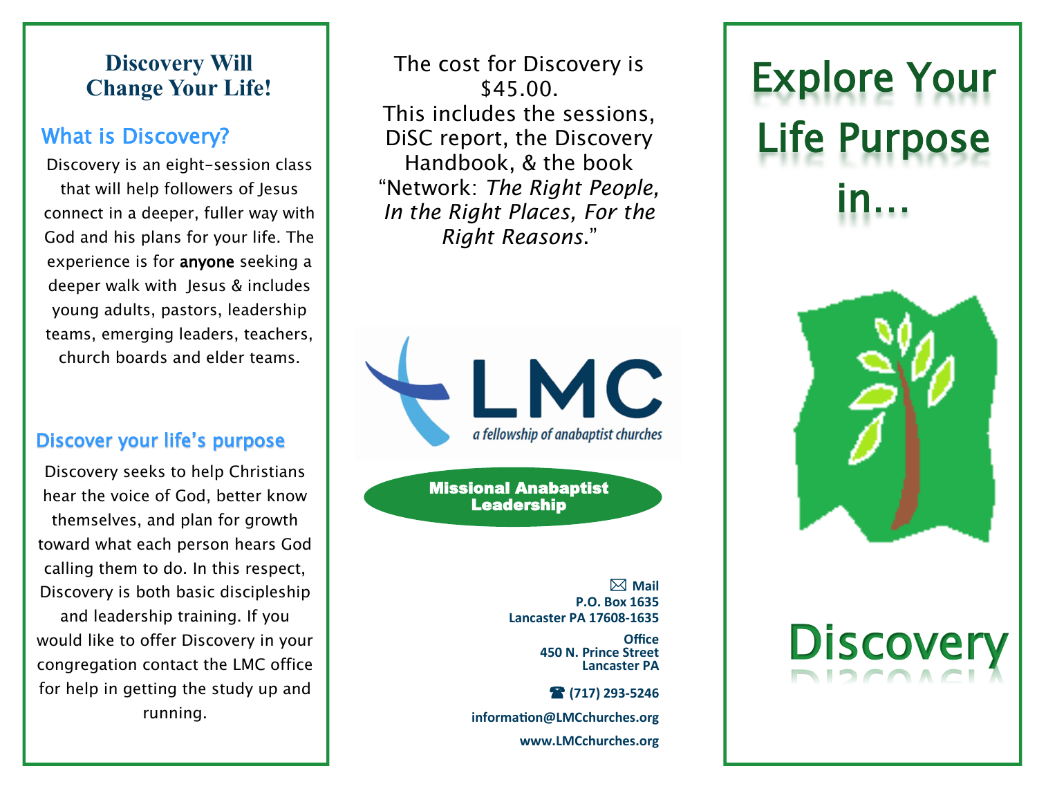## Discovery Will Change Your Life!

### What is Discovery?

Discovery is an eight-session class that will help followers of Jesus connect in a deeper, fuller way with God and his plans for your life. The experience is for **anyone** seeking a deeper walk with Jesus & includes young adults, pastors, leadership teams, emerging leaders, teachers, church boards and elder teams.

### Discover your life's purpose

Discovery seeks to help Christians hear the voice of God, better know themselves, and plan for growth toward what each person hears God calling them to do. In this respect, Discovery is both basic discipleship and leadership training. If you would like to offer Discovery in your congregation contact the LMC office for help in getting the study up and running.

The cost for Discovery is $45.00. This includes the sessions, DiSC report, the Discovery Handbook, & the book "Network: *The Right People, In the Right Places, For the Right Reasons.*"

LMC

*a fellowship of anabaptist churches*

**Missional Anabaptist Leadership**

**Mail**
**P.O. Box 1635**
**Lancaster PA 17608-1635**

**Office**
**450 N. Prince Street**
**Lancaster PA**

**(717) 293-5246**

**information@LMCchurches.org**

**www.LMCchurches.org**

# Explore Your Life Purpose in...

# Discovery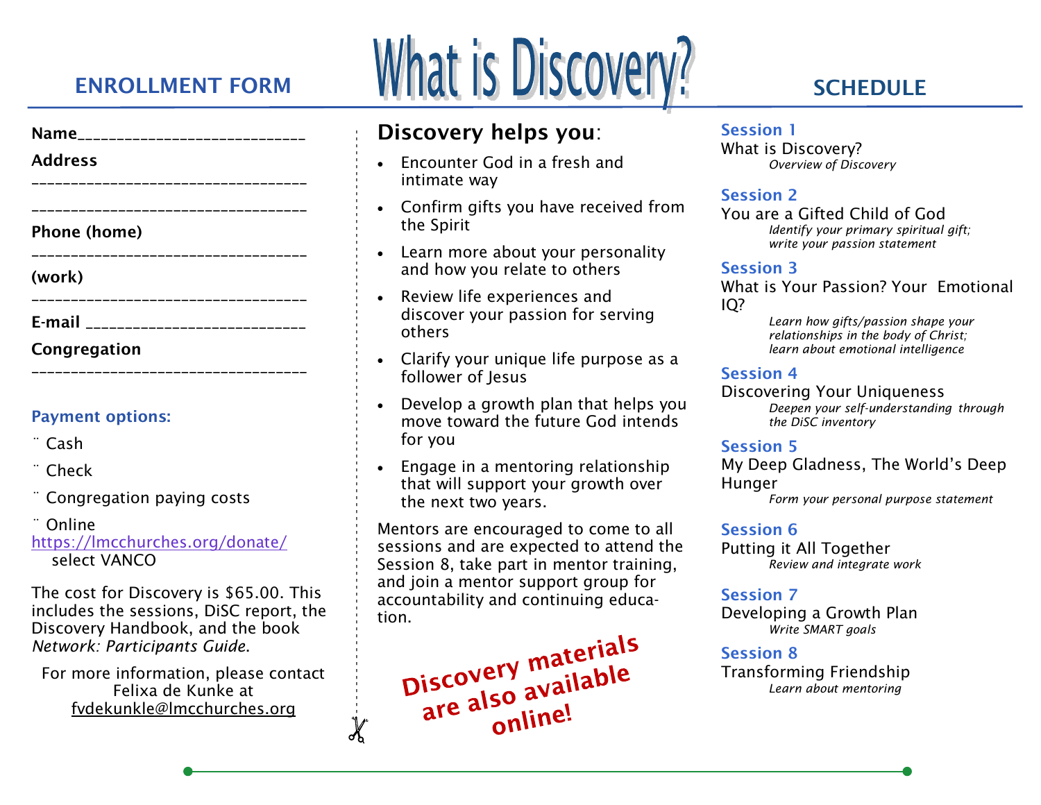# What is Discovery?

## ENROLLMENT FORM

**Name**_____________________________

**Address**

___________________________________

___________________________________

**Phone (home)**

___________________________________

**(work)**

___________________________________

**E-mail** ____________________________

**Congregation**

___________________________________

**Payment options:**

¨ Cash

¨ Check

¨ Congregation paying costs

¨ Online https://lmcchurches.org/donate/ select VANCO

The cost for Discovery is $65.00. This includes the sessions, DiSC report, the Discovery Handbook, and the book *Network: Participants Guide*.

For more information, please contact Felixa de Kunke at fvdekunkle@lmcchurches.org

## Discovery helps you:

- Encounter God in a fresh and intimate way
- Confirm gifts you have received from the Spirit
- Learn more about your personality and how you relate to others
- Review life experiences and discover your passion for serving others
- Clarify your unique life purpose as a follower of Jesus
- Develop a growth plan that helps you move toward the future God intends for you
- Engage in a mentoring relationship that will support your growth over the next two years.

Mentors are encouraged to come to all sessions and are expected to attend the Session 8, take part in mentor training, and join a mentor support group for accountability and continuing education.

**Discovery materials are also available online!**

## SCHEDULE

**Session 1**
What is Discovery?
*Overview of Discovery*

**Session 2**
You are a Gifted Child of God
*Identify your primary spiritual gift; write your passion statement*

**Session 3**
What is Your Passion? Your Emotional IQ?
*Learn how gifts/passion shape your relationships in the body of Christ; learn about emotional intelligence*

**Session 4**
Discovering Your Uniqueness
*Deepen your self-understanding through the DiSC inventory*

**Session 5**
My Deep Gladness, The World's Deep Hunger
*Form your personal purpose statement*

**Session 6**
Putting it All Together
*Review and integrate work*

**Session 7**
Developing a Growth Plan
*Write SMART goals*

**Session 8**
Transforming Friendship
*Learn about mentoring*